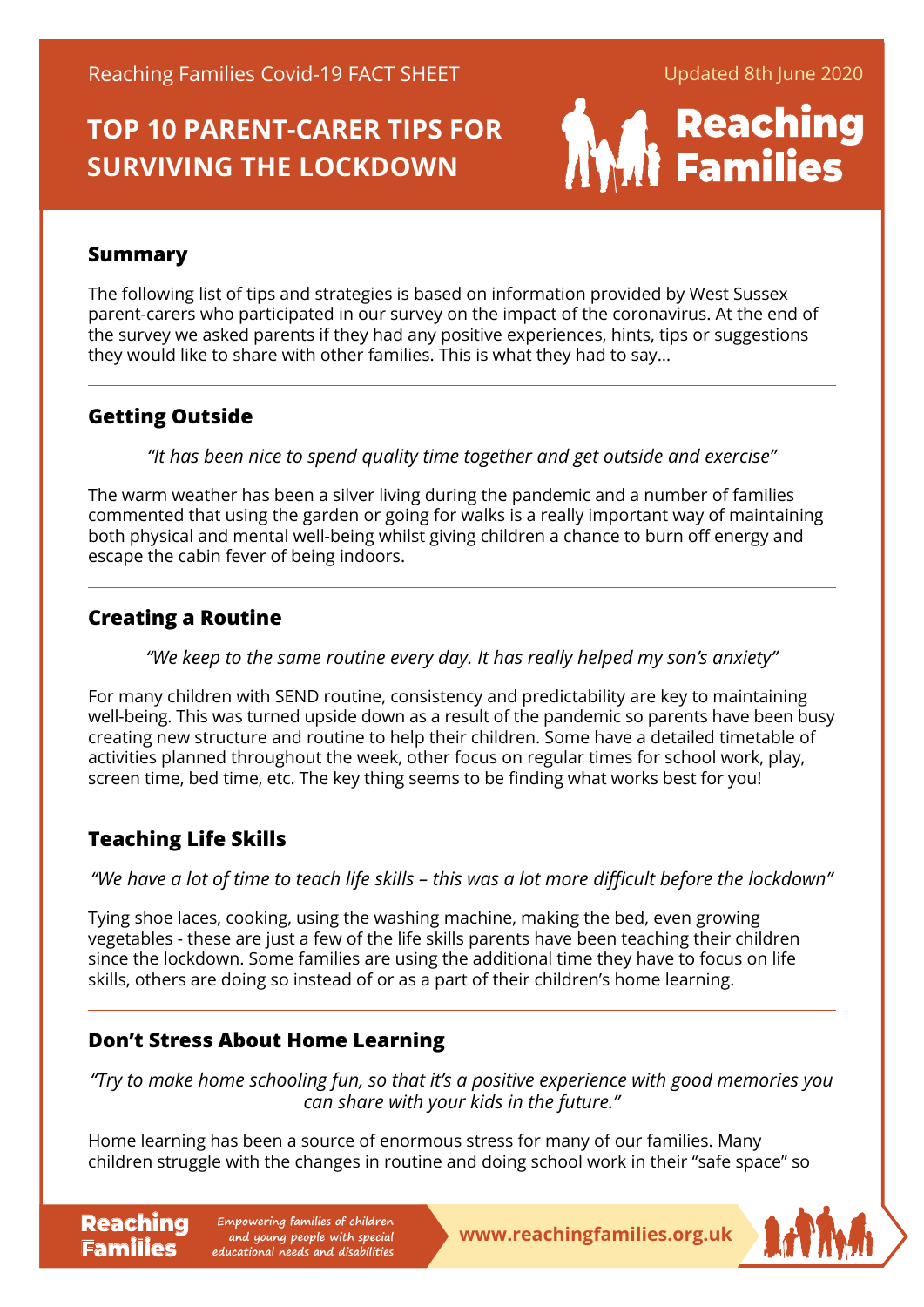Reaching Families Covid-19 FACT SHEET

Updated 8th June 2020

# TOP 10 PARENT-CARER TIPS FOR SURVIVING THE LOCKDOWN

Reaching Families

## Summary

The following list of tips and strategies is based on information provided by West Sussex parent-carers who participated in our survey on the impact of the coronavirus. At the end of the survey we asked parents if they had any positive experiences, hints, tips or suggestions they would like to share with other families. This is what they had to say...

## Getting Outside

*"It has been nice to spend quality time together and get outside and exercise"*

The warm weather has been a silver living during the pandemic and a number of families commented that using the garden or going for walks is a really important way of maintaining both physical and mental well-being whilst giving children a chance to burn off energy and escape the cabin fever of being indoors.

## Creating a Routine

*"We keep to the same routine every day. It has really helped my son's anxiety"*

For many children with SEND routine, consistency and predictability are key to maintaining well-being. This was turned upside down as a result of the pandemic so parents have been busy creating new structure and routine to help their children. Some have a detailed timetable of activities planned throughout the week, other focus on regular times for school work, play, screen time, bed time, etc. The key thing seems to be finding what works best for you!

## Teaching Life Skills

*"We have a lot of time to teach life skills – this was a lot more difficult before the lockdown"*

Tying shoe laces, cooking, using the washing machine, making the bed, even growing vegetables - these are just a few of the life skills parents have been teaching their children since the lockdown. Some families are using the additional time they have to focus on life skills, others are doing so instead of or as a part of their children's home learning.

## Don't Stress About Home Learning

*"Try to make home schooling fun, so that it's a positive experience with good memories you can share with your kids in the future."*

Home learning has been a source of enormous stress for many of our families. Many children struggle with the changes in routine and doing school work in their "safe space" so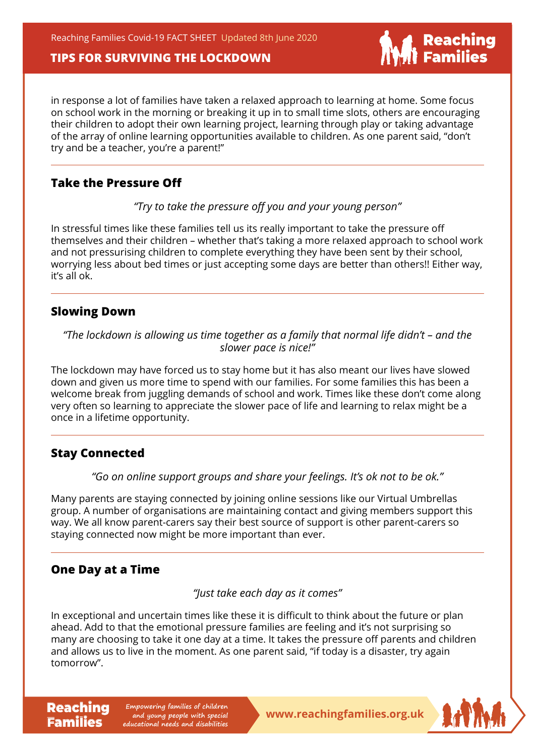in response a lot of families have taken a relaxed approach to learning at home. Some focus on school work in the morning or breaking it up in to small time slots, others are encouraging their children to adopt their own learning project, learning through play or taking advantage of the array of online learning opportunities available to children. As one parent said, "don't try and be a teacher, you're a parent!"

## Take the Pressure Off

*"Try to take the pressure off you and your young person"*

In stressful times like these families tell us its really important to take the pressure off themselves and their children – whether that's taking a more relaxed approach to school work and not pressurising children to complete everything they have been sent by their school, worrying less about bed times or just accepting some days are better than others!! Either way, it's all ok.

## Slowing Down

*"The lockdown is allowing us time together as a family that normal life didn't – and the slower pace is nice!"*

The lockdown may have forced us to stay home but it has also meant our lives have slowed down and given us more time to spend with our families. For some families this has been a welcome break from juggling demands of school and work. Times like these don't come along very often so learning to appreciate the slower pace of life and learning to relax might be a once in a lifetime opportunity.

## Stay Connected

*"Go on online support groups and share your feelings. It's ok not to be ok."*

Many parents are staying connected by joining online sessions like our Virtual Umbrellas group. A number of organisations are maintaining contact and giving members support this way. We all know parent-carers say their best source of support is other parent-carers so staying connected now might be more important than ever.

## One Day at a Time

*"Just take each day as it comes"*

In exceptional and uncertain times like these it is difficult to think about the future or plan ahead. Add to that the emotional pressure families are feeling and it's not surprising so many are choosing to take it one day at a time. It takes the pressure off parents and children and allows us to live in the moment. As one parent said, "if today is a disaster, try again tomorrow".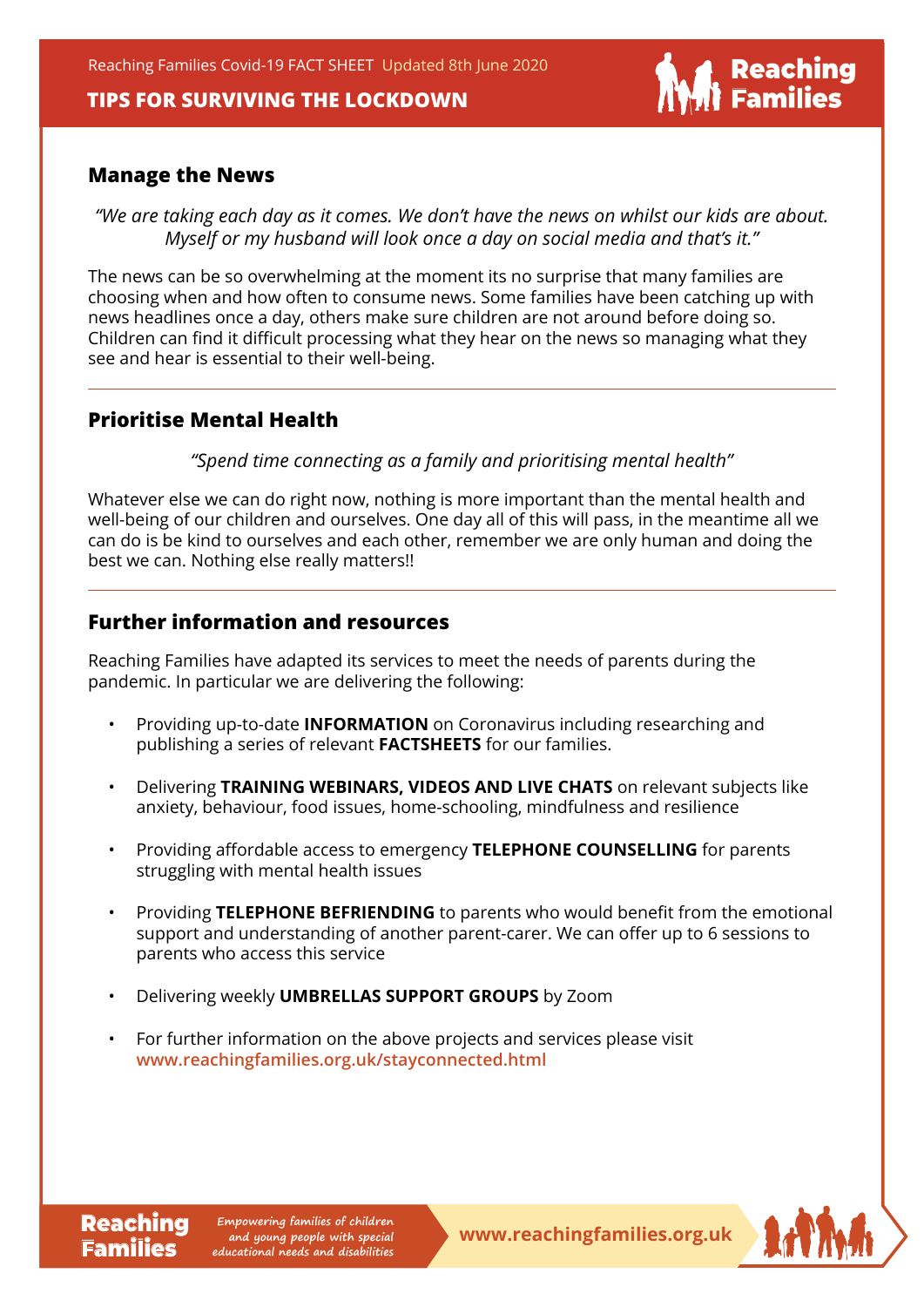## Manage the News

*"We are taking each day as it comes. We don't have the news on whilst our kids are about. Myself or my husband will look once a day on social media and that's it."*

The news can be so overwhelming at the moment its no surprise that many families are choosing when and how often to consume news. Some families have been catching up with news headlines once a day, others make sure children are not around before doing so. Children can find it difficult processing what they hear on the news so managing what they see and hear is essential to their well-being.

## Prioritise Mental Health

*"Spend time connecting as a family and prioritising mental health"*

Whatever else we can do right now, nothing is more important than the mental health and well-being of our children and ourselves. One day all of this will pass, in the meantime all we can do is be kind to ourselves and each other, remember we are only human and doing the best we can. Nothing else really matters!!

## Further information and resources

Reaching Families have adapted its services to meet the needs of parents during the pandemic. In particular we are delivering the following:

- Providing up-to-date **INFORMATION** on Coronavirus including researching and publishing a series of relevant **FACTSHEETS** for our families.
- Delivering **TRAINING WEBINARS, VIDEOS AND LIVE CHATS** on relevant subjects like anxiety, behaviour, food issues, home-schooling, mindfulness and resilience
- Providing affordable access to emergency **TELEPHONE COUNSELLING** for parents struggling with mental health issues
- Providing **TELEPHONE BEFRIENDING** to parents who would benefit from the emotional support and understanding of another parent-carer. We can offer up to 6 sessions to parents who access this service
- Delivering weekly **UMBRELLAS SUPPORT GROUPS** by Zoom
- For further information on the above projects and services please visit **www.reachingfamilies.org.uk/stayconnected.html**